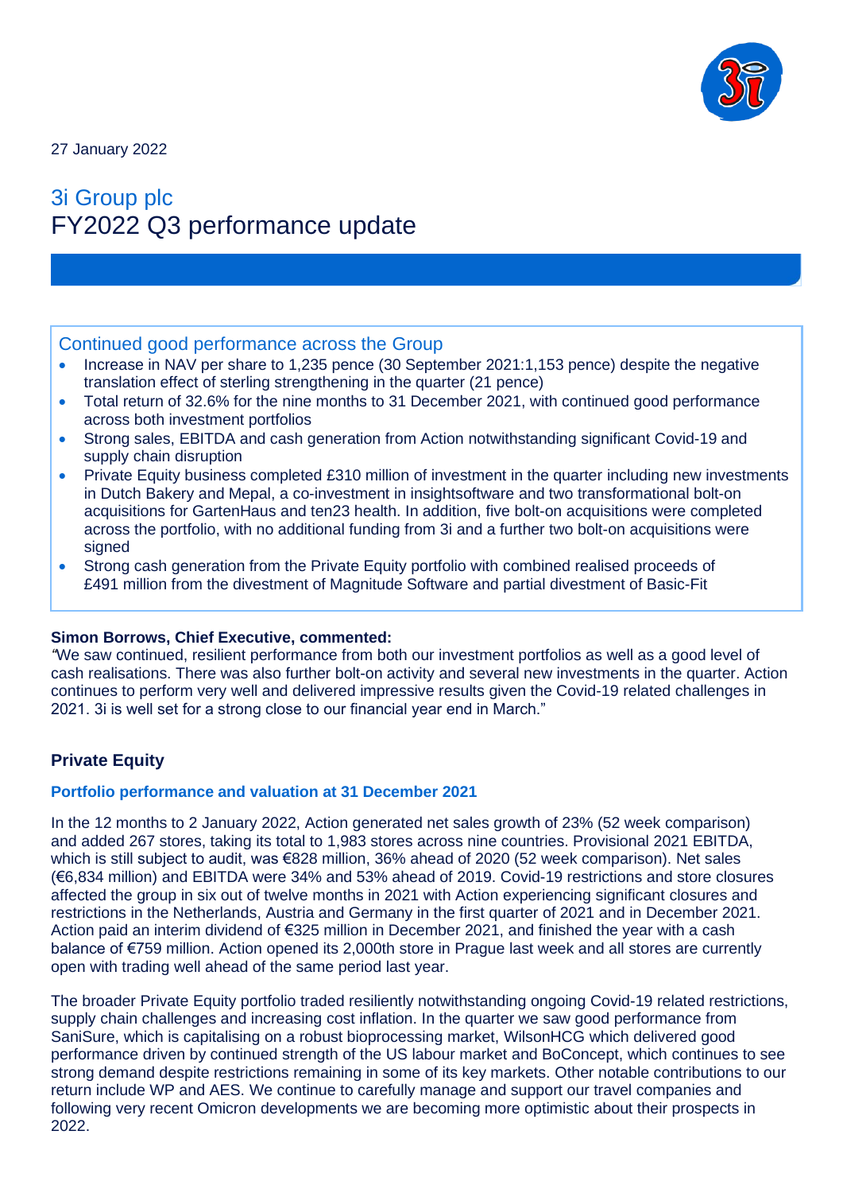27 January 2022

# 3i Group plc
# FY2022 Q3 performance update

## Continued good performance across the Group

- Increase in NAV per share to 1,235 pence (30 September 2021:1,153 pence) despite the negative translation effect of sterling strengthening in the quarter (21 pence)
- Total return of 32.6% for the nine months to 31 December 2021, with continued good performance across both investment portfolios
- Strong sales, EBITDA and cash generation from Action notwithstanding significant Covid-19 and supply chain disruption
- Private Equity business completed £310 million of investment in the quarter including new investments in Dutch Bakery and Mepal, a co-investment in insightsoftware and two transformational bolt-on acquisitions for GartenHaus and ten23 health. In addition, five bolt-on acquisitions were completed across the portfolio, with no additional funding from 3i and a further two bolt-on acquisitions were signed
- Strong cash generation from the Private Equity portfolio with combined realised proceeds of £491 million from the divestment of Magnitude Software and partial divestment of Basic-Fit

**Simon Borrows, Chief Executive, commented:**

*"We saw continued, resilient performance from both our investment portfolios as well as a good level of cash realisations. There was also further bolt-on activity and several new investments in the quarter. Action continues to perform very well and delivered impressive results given the Covid-19 related challenges in 2021. 3i is well set for a strong close to our financial year end in March."*

## Private Equity

### Portfolio performance and valuation at 31 December 2021

In the 12 months to 2 January 2022, Action generated net sales growth of 23% (52 week comparison) and added 267 stores, taking its total to 1,983 stores across nine countries. Provisional 2021 EBITDA, which is still subject to audit, was €828 million, 36% ahead of 2020 (52 week comparison). Net sales (€6,834 million) and EBITDA were 34% and 53% ahead of 2019. Covid-19 restrictions and store closures affected the group in six out of twelve months in 2021 with Action experiencing significant closures and restrictions in the Netherlands, Austria and Germany in the first quarter of 2021 and in December 2021. Action paid an interim dividend of €325 million in December 2021, and finished the year with a cash balance of €759 million. Action opened its 2,000th store in Prague last week and all stores are currently open with trading well ahead of the same period last year.

The broader Private Equity portfolio traded resiliently notwithstanding ongoing Covid-19 related restrictions, supply chain challenges and increasing cost inflation. In the quarter we saw good performance from SaniSure, which is capitalising on a robust bioprocessing market, WilsonHCG which delivered good performance driven by continued strength of the US labour market and BoConcept, which continues to see strong demand despite restrictions remaining in some of its key markets. Other notable contributions to our return include WP and AES. We continue to carefully manage and support our travel companies and following very recent Omicron developments we are becoming more optimistic about their prospects in 2022.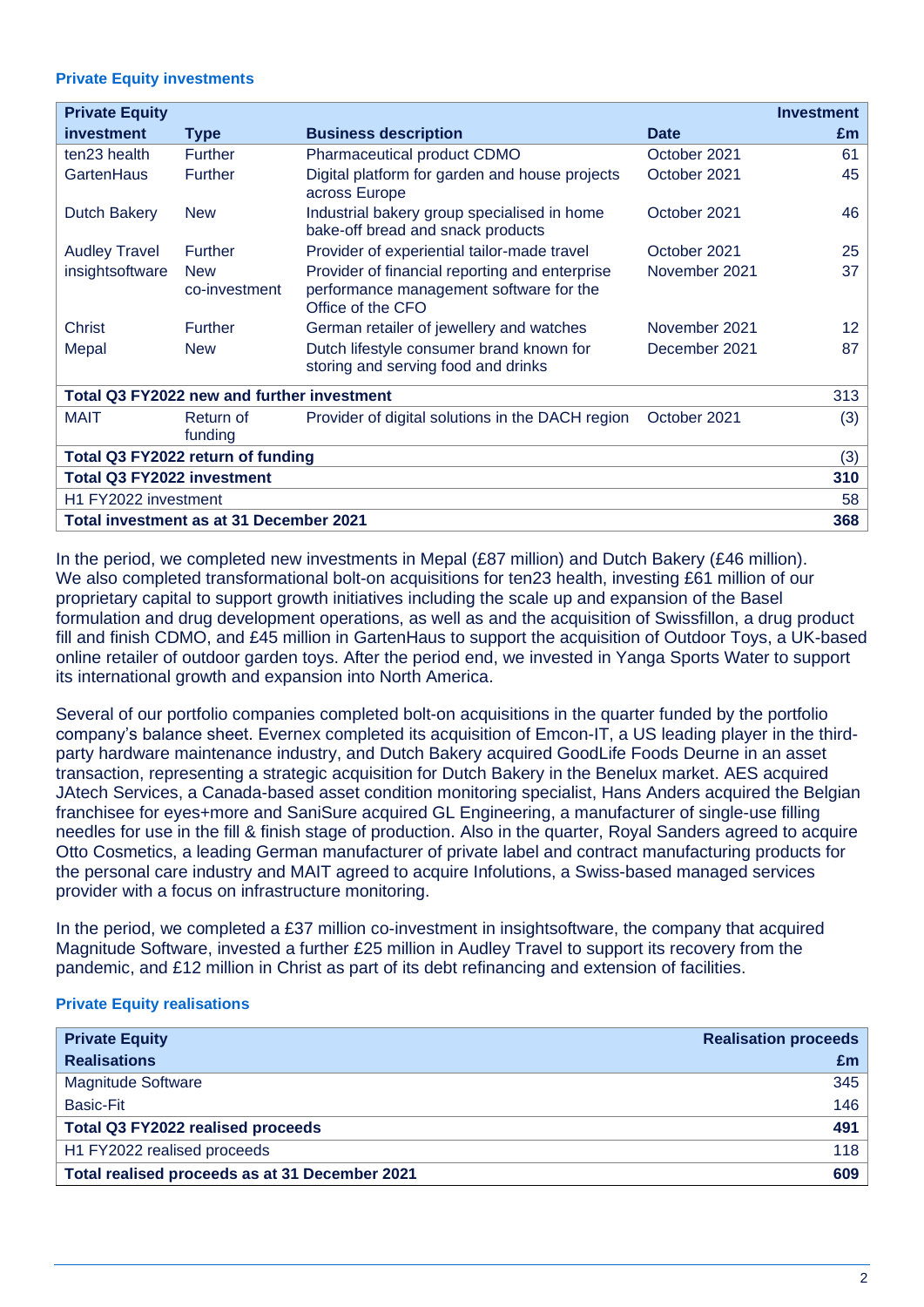### Private Equity investments

| Private Equity investment | Type | Business description | Date | Investment £m |
|---|---|---|---|---|
| ten23 health | Further | Pharmaceutical product CDMO | October 2021 | 61 |
| GartenHaus | Further | Digital platform for garden and house projects across Europe | October 2021 | 45 |
| Dutch Bakery | New | Industrial bakery group specialised in home bake-off bread and snack products | October 2021 | 46 |
| Audley Travel | Further | Provider of experiential tailor-made travel | October 2021 | 25 |
| insightsoftware | New co-investment | Provider of financial reporting and enterprise performance management software for the Office of the CFO | November 2021 | 37 |
| Christ | Further | German retailer of jewellery and watches | November 2021 | 12 |
| Mepal | New | Dutch lifestyle consumer brand known for storing and serving food and drinks | December 2021 | 87 |
| **Total Q3 FY2022 new and further investment** | | | | 313 |
| MAIT | Return of funding | Provider of digital solutions in the DACH region | October 2021 | (3) |
| **Total Q3 FY2022 return of funding** | | | | (3) |
| **Total Q3 FY2022 investment** | | | | **310** |
| H1 FY2022 investment | | | | 58 |
| **Total investment as at 31 December 2021** | | | | **368** |

In the period, we completed new investments in Mepal (£87 million) and Dutch Bakery (£46 million). We also completed transformational bolt-on acquisitions for ten23 health, investing £61 million of our proprietary capital to support growth initiatives including the scale up and expansion of the Basel formulation and drug development operations, as well as and the acquisition of Swissfillon, a drug product fill and finish CDMO, and £45 million in GartenHaus to support the acquisition of Outdoor Toys, a UK-based online retailer of outdoor garden toys. After the period end, we invested in Yanga Sports Water to support its international growth and expansion into North America.

Several of our portfolio companies completed bolt-on acquisitions in the quarter funded by the portfolio company's balance sheet. Evernex completed its acquisition of Emcon-IT, a US leading player in the third-party hardware maintenance industry, and Dutch Bakery acquired GoodLife Foods Deurne in an asset transaction, representing a strategic acquisition for Dutch Bakery in the Benelux market. AES acquired JAtech Services, a Canada-based asset condition monitoring specialist, Hans Anders acquired the Belgian franchisee for eyes+more and SaniSure acquired GL Engineering, a manufacturer of single-use filling needles for use in the fill & finish stage of production. Also in the quarter, Royal Sanders agreed to acquire Otto Cosmetics, a leading German manufacturer of private label and contract manufacturing products for the personal care industry and MAIT agreed to acquire Infolutions, a Swiss-based managed services provider with a focus on infrastructure monitoring.

In the period, we completed a £37 million co-investment in insightsoftware, the company that acquired Magnitude Software, invested a further £25 million in Audley Travel to support its recovery from the pandemic, and £12 million in Christ as part of its debt refinancing and extension of facilities.

### Private Equity realisations

| Private Equity Realisations | Realisation proceeds £m |
|---|---|
| Magnitude Software | 345 |
| Basic-Fit | 146 |
| **Total Q3 FY2022 realised proceeds** | **491** |
| H1 FY2022 realised proceeds | 118 |
| **Total realised proceeds as at 31 December 2021** | **609** |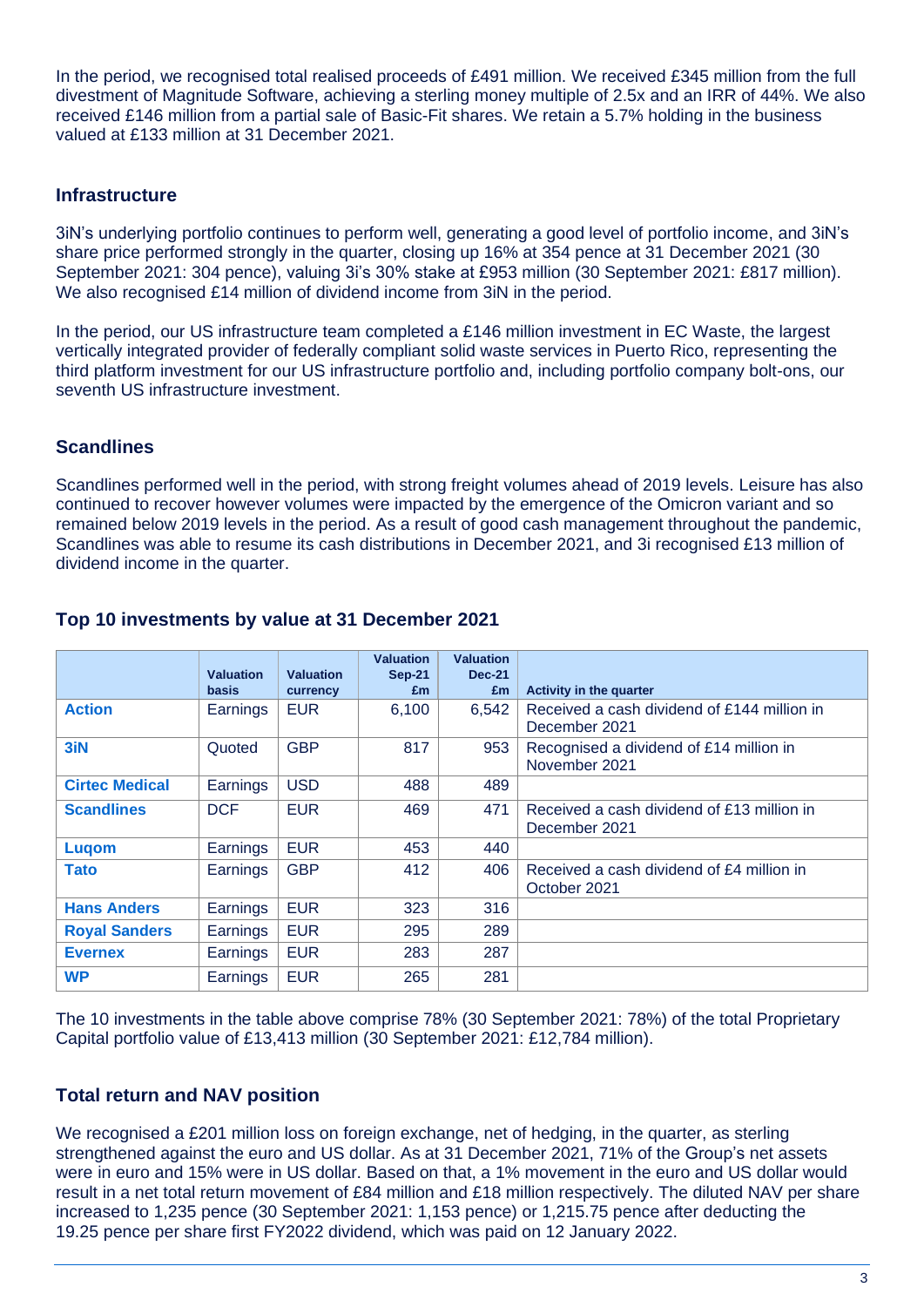In the period, we recognised total realised proceeds of £491 million. We received £345 million from the full divestment of Magnitude Software, achieving a sterling money multiple of 2.5x and an IRR of 44%. We also received £146 million from a partial sale of Basic-Fit shares. We retain a 5.7% holding in the business valued at £133 million at 31 December 2021.

## Infrastructure

3iN's underlying portfolio continues to perform well, generating a good level of portfolio income, and 3iN's share price performed strongly in the quarter, closing up 16% at 354 pence at 31 December 2021 (30 September 2021: 304 pence), valuing 3i's 30% stake at £953 million (30 September 2021: £817 million). We also recognised £14 million of dividend income from 3iN in the period.

In the period, our US infrastructure team completed a £146 million investment in EC Waste, the largest vertically integrated provider of federally compliant solid waste services in Puerto Rico, representing the third platform investment for our US infrastructure portfolio and, including portfolio company bolt-ons, our seventh US infrastructure investment.

## Scandlines

Scandlines performed well in the period, with strong freight volumes ahead of 2019 levels. Leisure has also continued to recover however volumes were impacted by the emergence of the Omicron variant and so remained below 2019 levels in the period. As a result of good cash management throughout the pandemic, Scandlines was able to resume its cash distributions in December 2021, and 3i recognised £13 million of dividend income in the quarter.

## Top 10 investments by value at 31 December 2021

| | Valuation basis | Valuation currency | Valuation Sep-21 £m | Valuation Dec-21 £m | Activity in the quarter |
|---|---|---|---|---|---|
| **Action** | Earnings | EUR | 6,100 | 6,542 | Received a cash dividend of £144 million in December 2021 |
| **3iN** | Quoted | GBP | 817 | 953 | Recognised a dividend of £14 million in November 2021 |
| **Cirtec Medical** | Earnings | USD | 488 | 489 | |
| **Scandlines** | DCF | EUR | 469 | 471 | Received a cash dividend of £13 million in December 2021 |
| **Luqom** | Earnings | EUR | 453 | 440 | |
| **Tato** | Earnings | GBP | 412 | 406 | Received a cash dividend of £4 million in October 2021 |
| **Hans Anders** | Earnings | EUR | 323 | 316 | |
| **Royal Sanders** | Earnings | EUR | 295 | 289 | |
| **Evernex** | Earnings | EUR | 283 | 287 | |
| **WP** | Earnings | EUR | 265 | 281 | |

The 10 investments in the table above comprise 78% (30 September 2021: 78%) of the total Proprietary Capital portfolio value of £13,413 million (30 September 2021: £12,784 million).

## Total return and NAV position

We recognised a £201 million loss on foreign exchange, net of hedging, in the quarter, as sterling strengthened against the euro and US dollar. As at 31 December 2021, 71% of the Group's net assets were in euro and 15% were in US dollar. Based on that, a 1% movement in the euro and US dollar would result in a net total return movement of £84 million and £18 million respectively. The diluted NAV per share increased to 1,235 pence (30 September 2021: 1,153 pence) or 1,215.75 pence after deducting the 19.25 pence per share first FY2022 dividend, which was paid on 12 January 2022.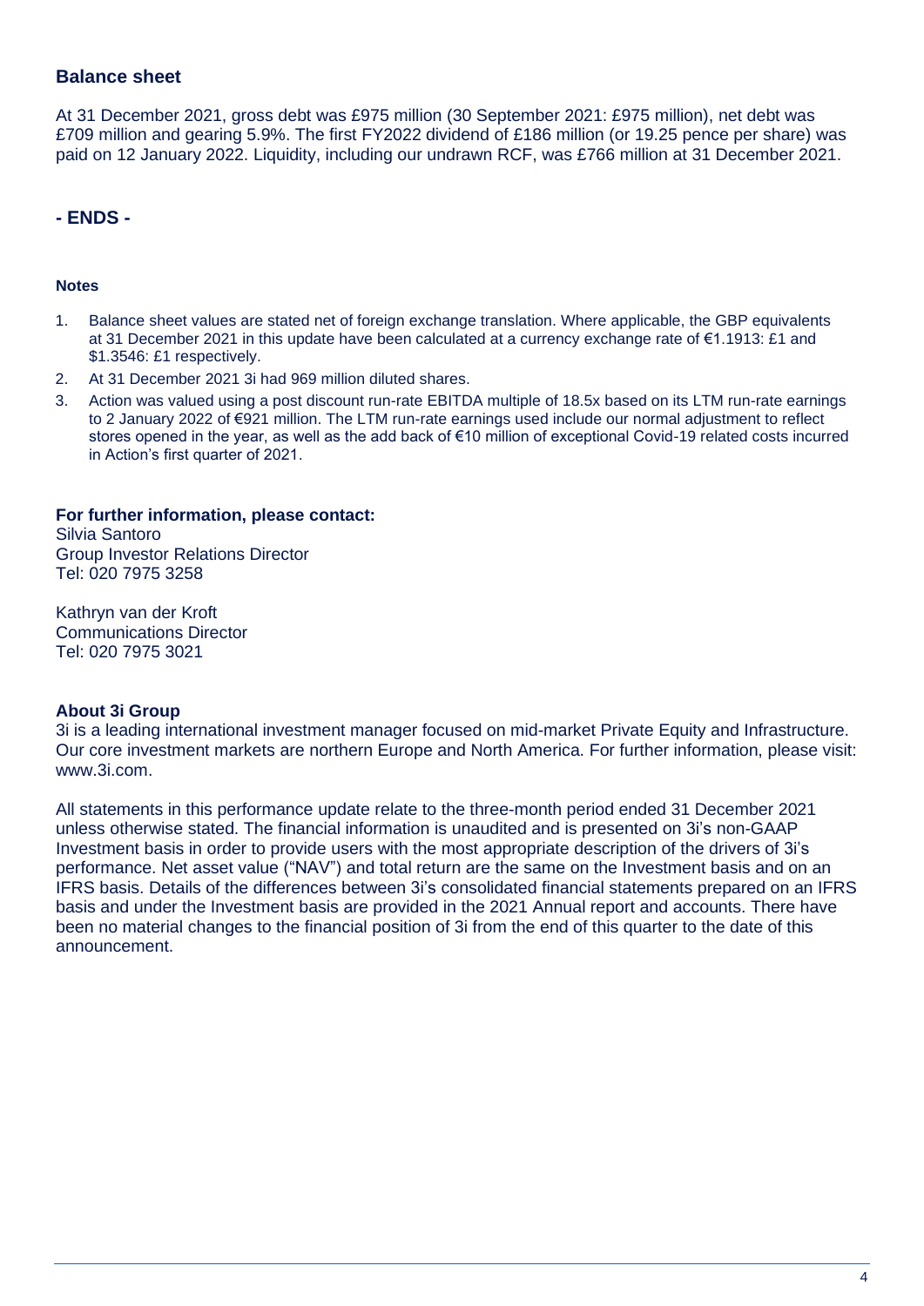## Balance sheet

At 31 December 2021, gross debt was £975 million (30 September 2021: £975 million), net debt was £709 million and gearing 5.9%. The first FY2022 dividend of £186 million (or 19.25 pence per share) was paid on 12 January 2022. Liquidity, including our undrawn RCF, was £766 million at 31 December 2021.

## - ENDS -

#### Notes

1. Balance sheet values are stated net of foreign exchange translation. Where applicable, the GBP equivalents at 31 December 2021 in this update have been calculated at a currency exchange rate of €1.1913: £1 and $1.3546: £1 respectively.
2. At 31 December 2021 3i had 969 million diluted shares.
3. Action was valued using a post discount run-rate EBITDA multiple of 18.5x based on its LTM run-rate earnings to 2 January 2022 of €921 million. The LTM run-rate earnings used include our normal adjustment to reflect stores opened in the year, as well as the add back of €10 million of exceptional Covid-19 related costs incurred in Action's first quarter of 2021.

**For further information, please contact:**
Silvia Santoro
Group Investor Relations Director
Tel: 020 7975 3258

Kathryn van der Kroft
Communications Director
Tel: 020 7975 3021

**About 3i Group**
3i is a leading international investment manager focused on mid-market Private Equity and Infrastructure. Our core investment markets are northern Europe and North America. For further information, please visit: www.3i.com.

All statements in this performance update relate to the three-month period ended 31 December 2021 unless otherwise stated. The financial information is unaudited and is presented on 3i's non-GAAP Investment basis in order to provide users with the most appropriate description of the drivers of 3i's performance. Net asset value ("NAV") and total return are the same on the Investment basis and on an IFRS basis. Details of the differences between 3i's consolidated financial statements prepared on an IFRS basis and under the Investment basis are provided in the 2021 Annual report and accounts. There have been no material changes to the financial position of 3i from the end of this quarter to the date of this announcement.